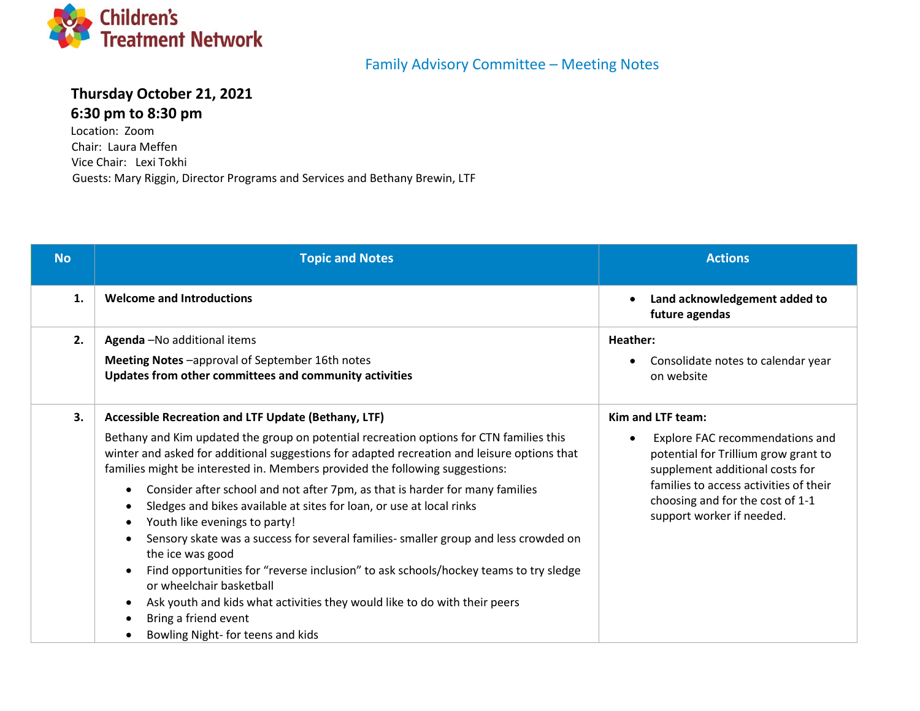Children's Treatment Network

## Family Advisory Committee – Meeting Notes

**Thursday October 21, 2021**
**6:30 pm to 8:30 pm**

Location: Zoom
Chair: Laura Meffen
Vice Chair: Lexi Tokhi
Guests: Mary Riggin, Director Programs and Services and Bethany Brewin, LTF

| No | Topic and Notes | Actions |
|---|---|---|
| 1. | **Welcome and Introductions** | • **Land acknowledgement added to future agendas** |
| 2. | **Agenda** –No additional items<br>**Meeting Notes** –approval of September 16th notes<br>**Updates from other committees and community activities** | **Heather:**<br>• Consolidate notes to calendar year on website |
| 3. | **Accessible Recreation and LTF Update (Bethany, LTF)**<br>Bethany and Kim updated the group on potential recreation options for CTN families this winter and asked for additional suggestions for adapted recreation and leisure options that families might be interested in. Members provided the following suggestions:<br>• Consider after school and not after 7pm, as that is harder for many families<br>• Sledges and bikes available at sites for loan, or use at local rinks<br>• Youth like evenings to party!<br>• Sensory skate was a success for several families- smaller group and less crowded on the ice was good<br>• Find opportunities for "reverse inclusion" to ask schools/hockey teams to try sledge or wheelchair basketball<br>• Ask youth and kids what activities they would like to do with their peers<br>• Bring a friend event<br>• Bowling Night- for teens and kids | **Kim and LTF team:**<br>• Explore FAC recommendations and potential for Trillium grow grant to supplement additional costs for families to access activities of their choosing and for the cost of 1-1 support worker if needed. |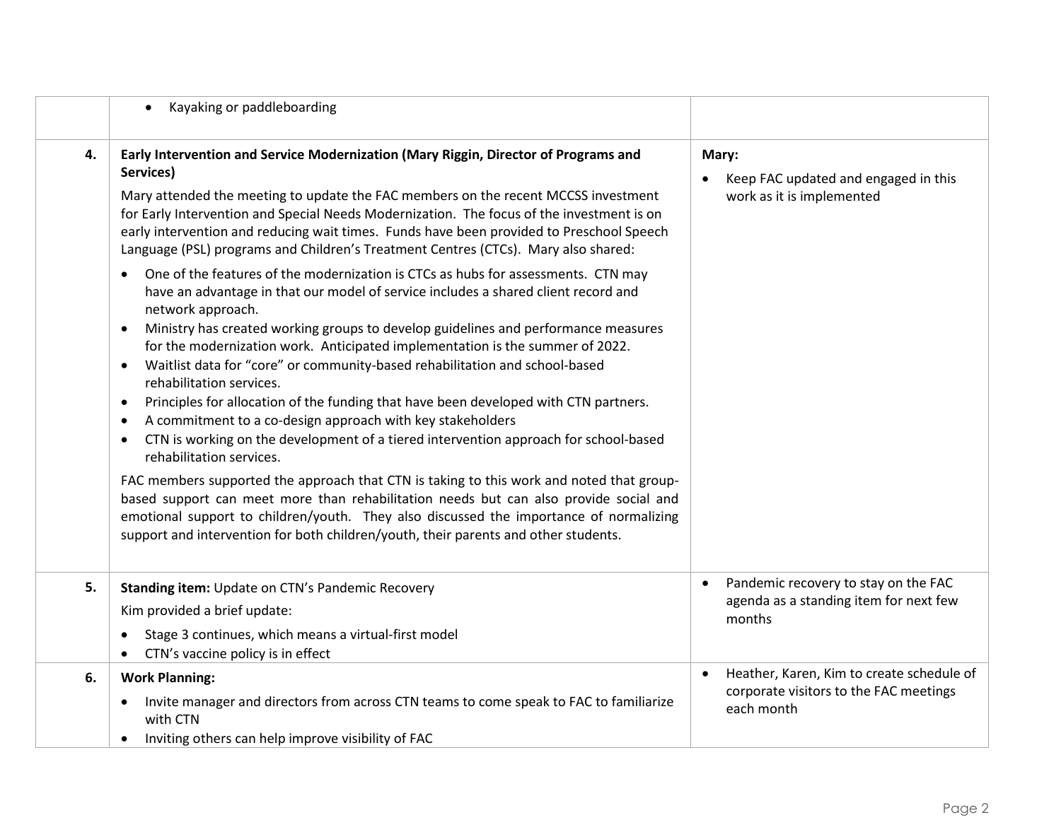| | | |
|---|---|---|
| | • Kayaking or paddleboarding | |
| **4.** | **Early Intervention and Service Modernization (Mary Riggin, Director of Programs and Services)**<br><br>Mary attended the meeting to update the FAC members on the recent MCCSS investment for Early Intervention and Special Needs Modernization. The focus of the investment is on early intervention and reducing wait times. Funds have been provided to Preschool Speech Language (PSL) programs and Children's Treatment Centres (CTCs). Mary also shared:<br><br>• One of the features of the modernization is CTCs as hubs for assessments. CTN may have an advantage in that our model of service includes a shared client record and network approach.<br>• Ministry has created working groups to develop guidelines and performance measures for the modernization work. Anticipated implementation is the summer of 2022.<br>• Waitlist data for "core" or community-based rehabilitation and school-based rehabilitation services.<br>• Principles for allocation of the funding that have been developed with CTN partners.<br>• A commitment to a co-design approach with key stakeholders<br>• CTN is working on the development of a tiered intervention approach for school-based rehabilitation services.<br><br>FAC members supported the approach that CTN is taking to this work and noted that group-based support can meet more than rehabilitation needs but can also provide social and emotional support to children/youth. They also discussed the importance of normalizing support and intervention for both children/youth, their parents and other students. | **Mary:**<br><br>• Keep FAC updated and engaged in this work as it is implemented |
| **5.** | **Standing item:** Update on CTN's Pandemic Recovery<br><br>Kim provided a brief update:<br><br>• Stage 3 continues, which means a virtual-first model<br>• CTN's vaccine policy is in effect | • Pandemic recovery to stay on the FAC agenda as a standing item for next few months |
| **6.** | **Work Planning:**<br><br>• Invite manager and directors from across CTN teams to come speak to FAC to familiarize with CTN<br>• Inviting others can help improve visibility of FAC | • Heather, Karen, Kim to create schedule of corporate visitors to the FAC meetings each month |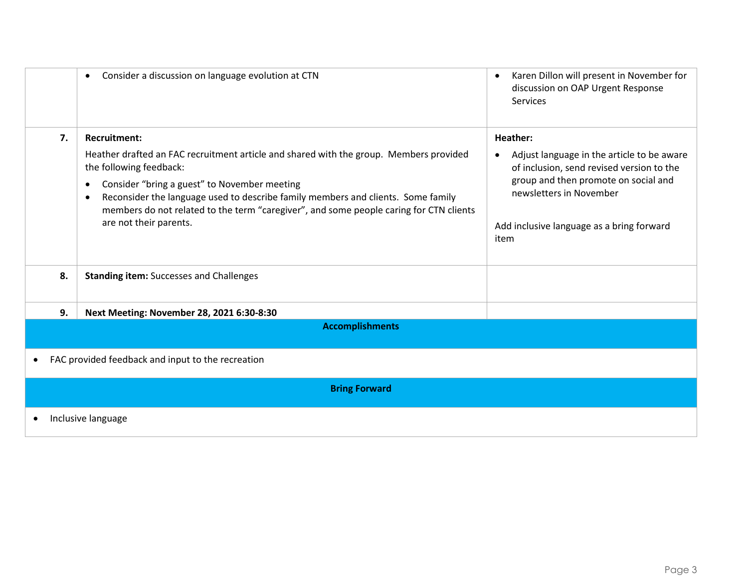| | | |
|---|---|---|
| | • Consider a discussion on language evolution at CTN | • Karen Dillon will present in November for discussion on OAP Urgent Response Services |
| **7.** | **Recruitment:**<br><br>Heather drafted an FAC recruitment article and shared with the group. Members provided the following feedback:<br><br>• Consider "bring a guest" to November meeting<br>• Reconsider the language used to describe family members and clients. Some family members do not related to the term "caregiver", and some people caring for CTN clients are not their parents. | **Heather:**<br><br>• Adjust language in the article to be aware of inclusion, send revised version to the group and then promote on social and newsletters in November<br><br>Add inclusive language as a bring forward item |
| **8.** | **Standing item:** Successes and Challenges | |
| **9.** | **Next Meeting: November 28, 2021 6:30-8:30** | |

**Accomplishments**

- FAC provided feedback and input to the recreation

**Bring Forward**

- Inclusive language